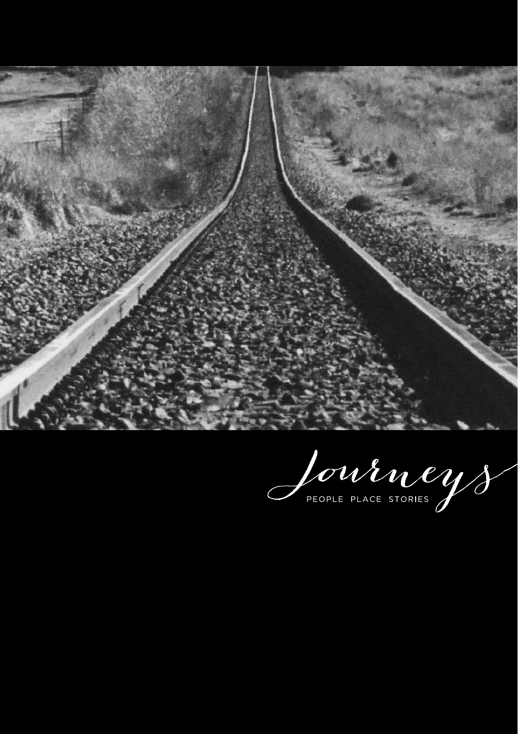# Journeys

PEOPLE PLACE STORIES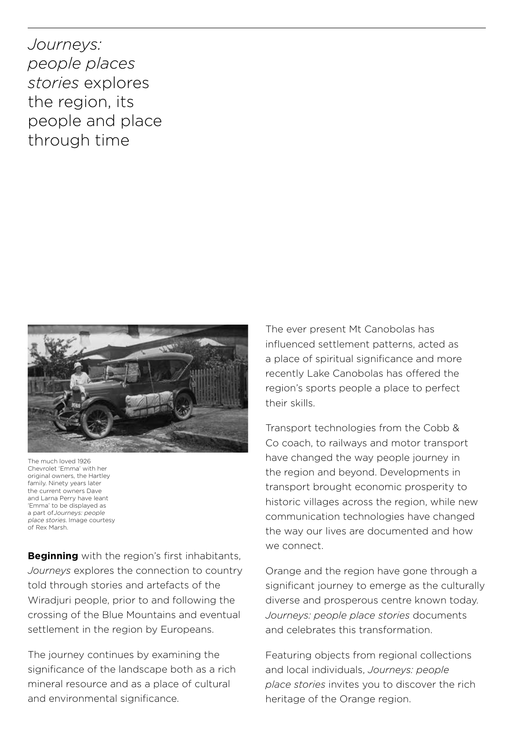*Journeys: people places stories* explores the region, its people and place through time

The much loved 1926 Chevrolet 'Emma' with her original owners, the Hartley family. Ninety years later the current owners Dave and Larna Perry have leant 'Emma' to be displayed as a part of *Journeys: people place stories*. Image courtesy of Rex Marsh.

**Beginning** with the region's first inhabitants, *Journeys* explores the connection to country told through stories and artefacts of the Wiradjuri people, prior to and following the crossing of the Blue Mountains and eventual settlement in the region by Europeans.

The journey continues by examining the significance of the landscape both as a rich mineral resource and as a place of cultural and environmental significance.

The ever present Mt Canobolas has influenced settlement patterns, acted as a place of spiritual significance and more recently Lake Canobolas has offered the region's sports people a place to perfect their skills.

Transport technologies from the Cobb & Co coach, to railways and motor transport have changed the way people journey in the region and beyond. Developments in transport brought economic prosperity to historic villages across the region, while new communication technologies have changed the way our lives are documented and how we connect.

Orange and the region have gone through a significant journey to emerge as the culturally diverse and prosperous centre known today. *Journeys: people place stories* documents and celebrates this transformation.

Featuring objects from regional collections and local individuals, *Journeys: people place stories* invites you to discover the rich heritage of the Orange region.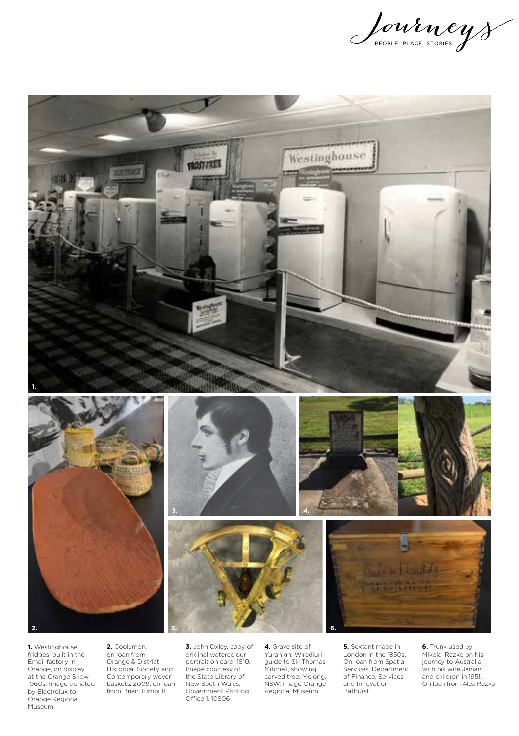**1.** Westinghouse fridges, built in the Email factory in Orange, on display at the Orange Show, 1960s. Image donated by Electrolux to Orange Regional Museum

**2.** Coolamon, on loan from Orange & District Historical Society and Contemporary woven baskets, 2009, on loan from Brian Turnbull

**3.** John Oxley, copy of original watercolour portrait on card, 1810. Image courtesy of the State Library of New South Wales, Government Printing Office 1, 10806

**4.** Grave site of Yuranigh, Wiradjuri guide to Sir Thomas Mitchell, showing carved tree, Molong, NSW. Image Orange Regional Museum

**5.** Sextant made in London in the 1850s. On loan from Spatial Services, Department of Finance, Services and Innovation, Bathurst

**6.** Trunk used by Mikolaj Rezko on his journey to Australia with his wife Janian and children in 1951, On loan from Alex Rezko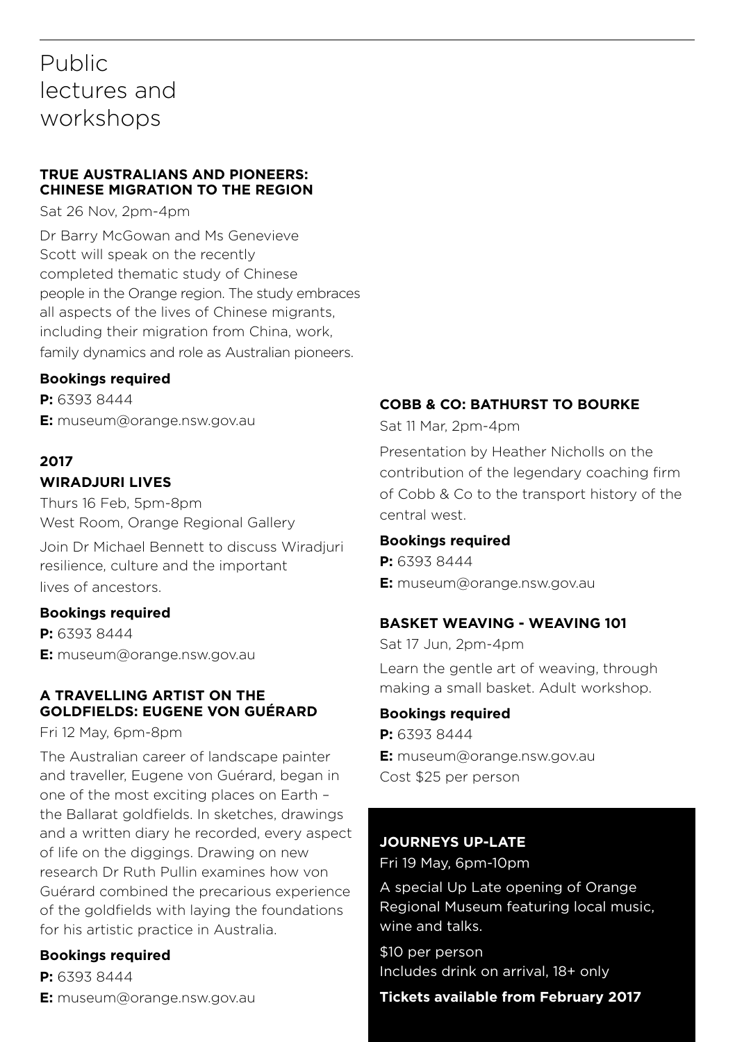# Public lectures and workshops

### TRUE AUSTRALIANS AND PIONEERS: CHINESE MIGRATION TO THE REGION

Sat 26 Nov, 2pm-4pm

Dr Barry McGowan and Ms Genevieve Scott will speak on the recently completed thematic study of Chinese people in the Orange region. The study embraces all aspects of the lives of Chinese migrants, including their migration from China, work, family dynamics and role as Australian pioneers.

**Bookings required**

**P:** 6393 8444

**E:** museum@orange.nsw.gov.au

## 2017

### WIRADJURI LIVES

Thurs 16 Feb, 5pm-8pm
West Room, Orange Regional Gallery

Join Dr Michael Bennett to discuss Wiradjuri resilience, culture and the important lives of ancestors.

**Bookings required**

**P:** 6393 8444

**E:** museum@orange.nsw.gov.au

### A TRAVELLING ARTIST ON THE GOLDFIELDS: EUGENE VON GUÉRARD

Fri 12 May, 6pm-8pm

The Australian career of landscape painter and traveller, Eugene von Guérard, began in one of the most exciting places on Earth – the Ballarat goldfields. In sketches, drawings and a written diary he recorded, every aspect of life on the diggings. Drawing on new research Dr Ruth Pullin examines how von Guérard combined the precarious experience of the goldfields with laying the foundations for his artistic practice in Australia.

**Bookings required**

**P:** 6393 8444

**E:** museum@orange.nsw.gov.au

### COBB & CO: BATHURST TO BOURKE

Sat 11 Mar, 2pm-4pm

Presentation by Heather Nicholls on the contribution of the legendary coaching firm of Cobb & Co to the transport history of the central west.

**Bookings required**

**P:** 6393 8444

**E:** museum@orange.nsw.gov.au

### BASKET WEAVING - WEAVING 101

Sat 17 Jun, 2pm-4pm

Learn the gentle art of weaving, through making a small basket. Adult workshop.

**Bookings required**

**P:** 6393 8444

**E:** museum@orange.nsw.gov.au

Cost $25 per person

### JOURNEYS UP-LATE

Fri 19 May, 6pm-10pm

A special Up Late opening of Orange Regional Museum featuring local music, wine and talks.

$10 per person
Includes drink on arrival, 18+ only

**Tickets available from February 2017**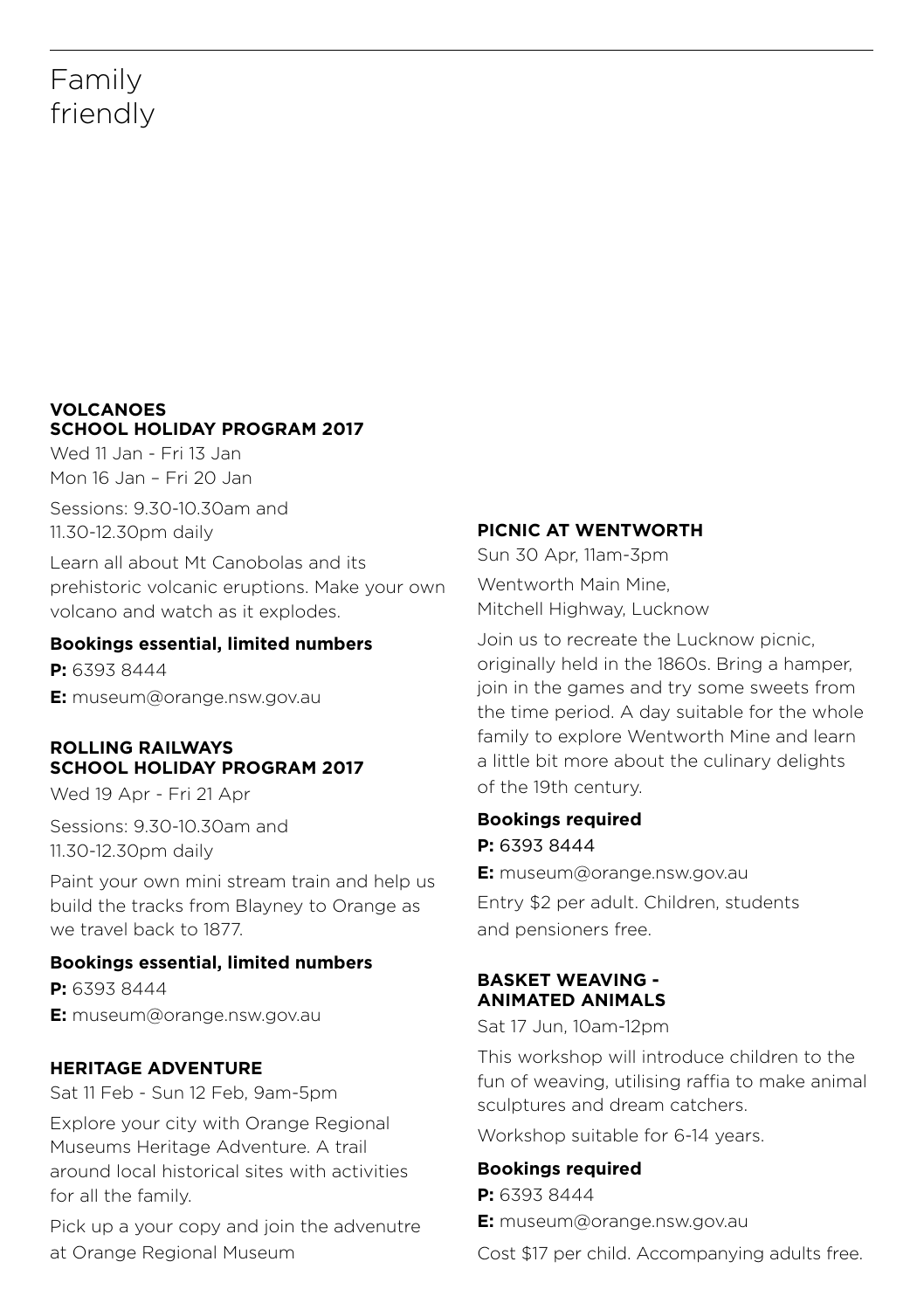# Family friendly

### VOLCANOES SCHOOL HOLIDAY PROGRAM 2017

Wed 11 Jan - Fri 13 Jan
Mon 16 Jan – Fri 20 Jan

Sessions: 9.30-10.30am and 11.30-12.30pm daily

Learn all about Mt Canobolas and its prehistoric volcanic eruptions. Make your own volcano and watch as it explodes.

**Bookings essential, limited numbers**

**P:** 6393 8444

**E:** museum@orange.nsw.gov.au

### ROLLING RAILWAYS SCHOOL HOLIDAY PROGRAM 2017

Wed 19 Apr - Fri 21 Apr

Sessions: 9.30-10.30am and 11.30-12.30pm daily

Paint your own mini stream train and help us build the tracks from Blayney to Orange as we travel back to 1877.

**Bookings essential, limited numbers**

**P:** 6393 8444

**E:** museum@orange.nsw.gov.au

### HERITAGE ADVENTURE

Sat 11 Feb - Sun 12 Feb, 9am-5pm

Explore your city with Orange Regional Museums Heritage Adventure. A trail around local historical sites with activities for all the family.

Pick up a your copy and join the advenutre at Orange Regional Museum

### PICNIC AT WENTWORTH

Sun 30 Apr, 11am-3pm

Wentworth Main Mine,
Mitchell Highway, Lucknow

Join us to recreate the Lucknow picnic, originally held in the 1860s. Bring a hamper, join in the games and try some sweets from the time period. A day suitable for the whole family to explore Wentworth Mine and learn a little bit more about the culinary delights of the 19th century.

**Bookings required**

**P:** 6393 8444

**E:** museum@orange.nsw.gov.au

Entry $2 per adult. Children, students and pensioners free.

### BASKET WEAVING - ANIMATED ANIMALS

Sat 17 Jun, 10am-12pm

This workshop will introduce children to the fun of weaving, utilising raffia to make animal sculptures and dream catchers.

Workshop suitable for 6-14 years.

**Bookings required**

**P:** 6393 8444

**E:** museum@orange.nsw.gov.au

Cost $17 per child. Accompanying adults free.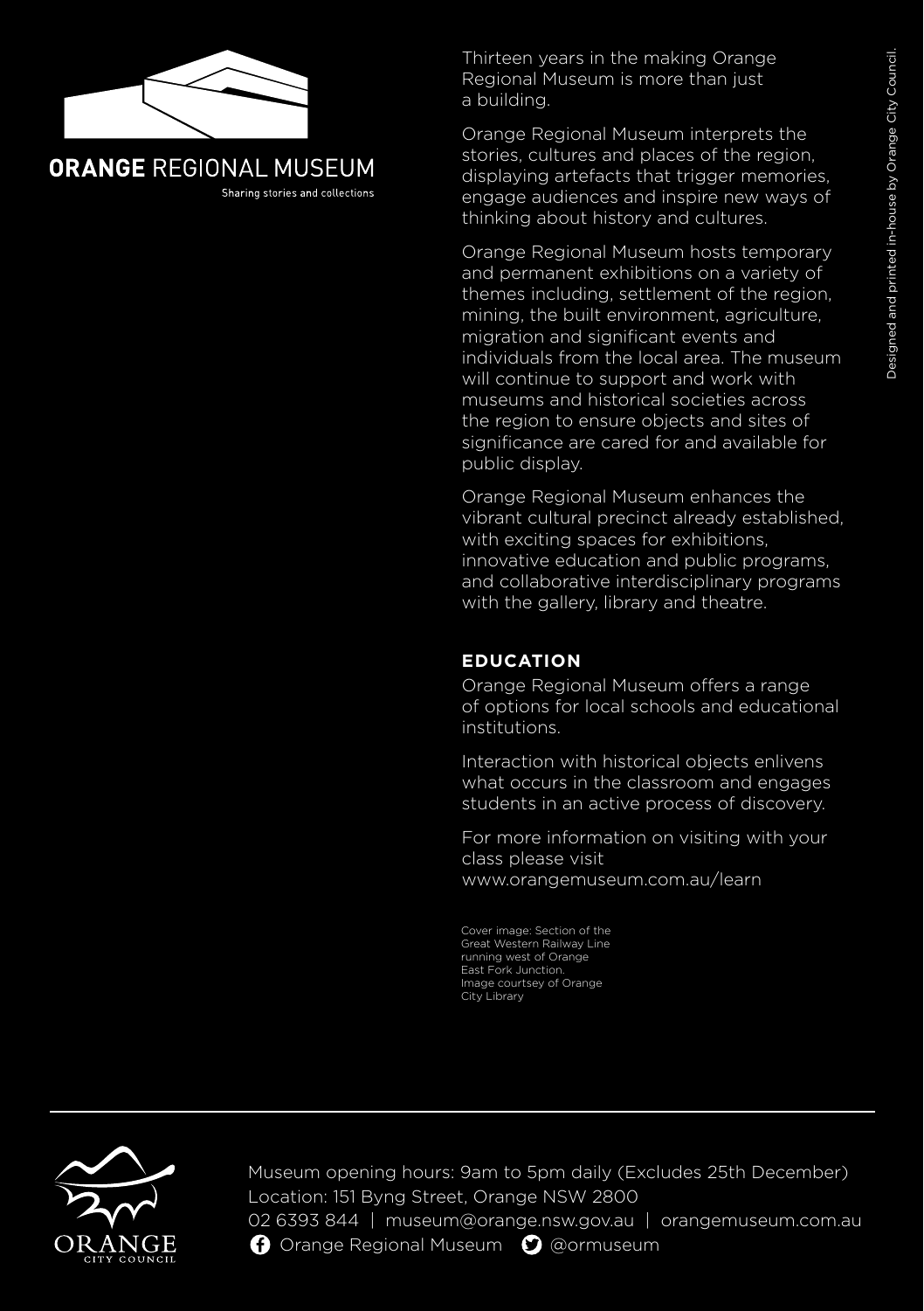**ORANGE** REGIONAL MUSEUM

Sharing stories and collections

Thirteen years in the making Orange Regional Museum is more than just a building.

Orange Regional Museum interprets the stories, cultures and places of the region, displaying artefacts that trigger memories, engage audiences and inspire new ways of thinking about history and cultures.

Orange Regional Museum hosts temporary and permanent exhibitions on a variety of themes including, settlement of the region, mining, the built environment, agriculture, migration and significant events and individuals from the local area. The museum will continue to support and work with museums and historical societies across the region to ensure objects and sites of significance are cared for and available for public display.

Orange Regional Museum enhances the vibrant cultural precinct already established, with exciting spaces for exhibitions, innovative education and public programs, and collaborative interdisciplinary programs with the gallery, library and theatre.

## EDUCATION

Orange Regional Museum offers a range of options for local schools and educational institutions.

Interaction with historical objects enlivens what occurs in the classroom and engages students in an active process of discovery.

For more information on visiting with your class please visit www.orangemuseum.com.au/learn

Cover image: Section of the Great Western Railway Line running west of Orange East Fork Junction. Image courtsey of Orange City Library

Designed and printed in-house by Orange City Council.

ORANGE CITY COUNCIL

Museum opening hours: 9am to 5pm daily (Excludes 25th December)
Location: 151 Byng Street, Orange NSW 2800
02 6393 844 | museum@orange.nsw.gov.au | orangemuseum.com.au
Orange Regional Museum @ormuseum